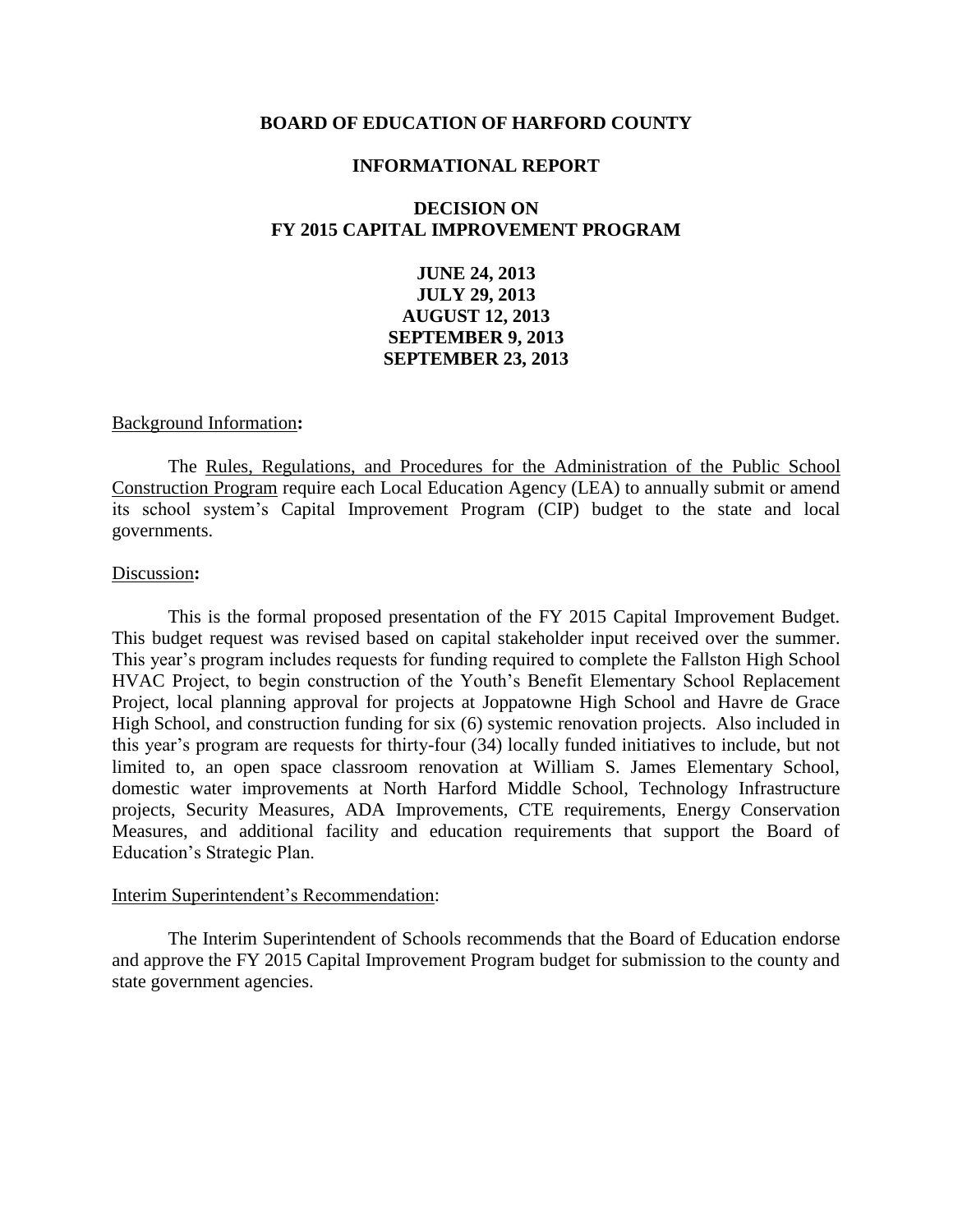# BOARD OF EDUCATION OF HARFORD COUNTY

## INFORMATIONAL REPORT

## DECISION ON FY 2015 CAPITAL IMPROVEMENT PROGRAM

**JUNE 24, 2013**
**JULY 29, 2013**
**AUGUST 12, 2013**
**SEPTEMBER 9, 2013**
**SEPTEMBER 23, 2013**

Background Information**:**

The Rules, Regulations, and Procedures for the Administration of the Public School Construction Program require each Local Education Agency (LEA) to annually submit or amend its school system's Capital Improvement Program (CIP) budget to the state and local governments.

Discussion**:**

This is the formal proposed presentation of the FY 2015 Capital Improvement Budget. This budget request was revised based on capital stakeholder input received over the summer. This year's program includes requests for funding required to complete the Fallston High School HVAC Project, to begin construction of the Youth's Benefit Elementary School Replacement Project, local planning approval for projects at Joppatowne High School and Havre de Grace High School, and construction funding for six (6) systemic renovation projects. Also included in this year's program are requests for thirty-four (34) locally funded initiatives to include, but not limited to, an open space classroom renovation at William S. James Elementary School, domestic water improvements at North Harford Middle School, Technology Infrastructure projects, Security Measures, ADA Improvements, CTE requirements, Energy Conservation Measures, and additional facility and education requirements that support the Board of Education's Strategic Plan.

Interim Superintendent's Recommendation:

The Interim Superintendent of Schools recommends that the Board of Education endorse and approve the FY 2015 Capital Improvement Program budget for submission to the county and state government agencies.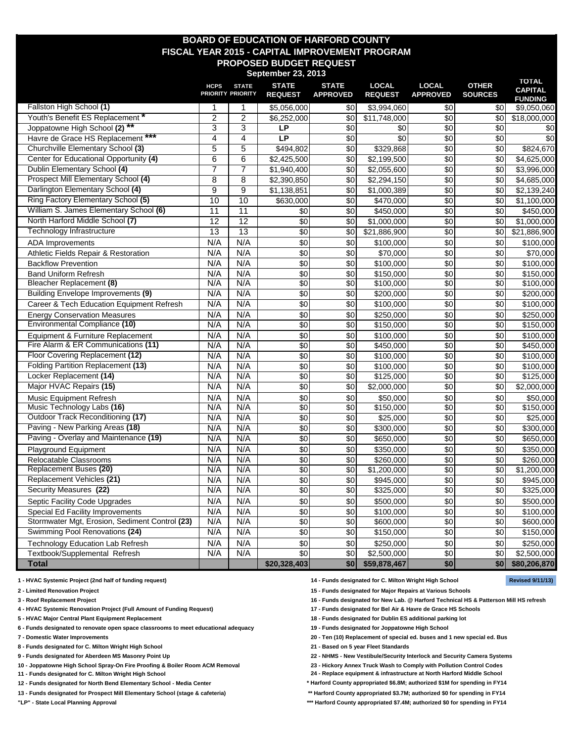# BOARD OF EDUCATION OF HARFORD COUNTY
## FISCAL YEAR 2015 - CAPITAL IMPROVEMENT PROGRAM
### PROPOSED BUDGET REQUEST
September 23, 2013

| | HCPS PRIORITY | STATE PRIORITY | STATE REQUEST | STATE APPROVED | LOCAL REQUEST | LOCAL APPROVED | OTHER SOURCES | TOTAL CAPITAL FUNDING |
|---|---|---|---|---|---|---|---|---|
| Fallston High School **(1)** | 1 | 1 | $5,056,000 | $0 | $3,994,060 | $0 | $0 | $9,050,060 |
| Youth's Benefit ES Replacement * | 2 | 2 | $6,252,000 | $0 | $11,748,000 | $0 | $0 | $18,000,000 |
| Joppatowne High School **(2)** ** | 3 | 3 | **LP** | $0 | $0 | $0 | $0 | $0 |
| Havre de Grace HS Replacement *** | 4 | 4 | **LP** | $0 | $0 | $0 | $0 | $0 |
| Churchville Elementary School **(3)** | 5 | 5 | $494,802 | $0 | $329,868 | $0 | $0 | $824,670 |
| Center for Educational Opportunity **(4)** | 6 | 6 | $2,425,500 | $0 | $2,199,500 | $0 | $0 | $4,625,000 |
| Dublin Elementary School **(4)** | 7 | 7 | $1,940,400 | $0 | $2,055,600 | $0 | $0 | $3,996,000 |
| Prospect Mill Elementary School **(4)** | 8 | 8 | $2,390,850 | $0 | $2,294,150 | $0 | $0 | $4,685,000 |
| Darlington Elementary School **(4)** | 9 | 9 | $1,138,851 | $0 | $1,000,389 | $0 | $0 | $2,139,240 |
| Ring Factory Elementary School **(5)** | 10 | 10 | $630,000 | $0 | $470,000 | $0 | $0 | $1,100,000 |
| William S. James Elementary School **(6)** | 11 | 11 | $0 | $0 | $450,000 | $0 | $0 | $450,000 |
| North Harford Middle School **(7)** | 12 | 12 | $0 | $0 | $1,000,000 | $0 | $0 | $1,000,000 |
| Technology Infrastructure | 13 | 13 | $0 | $0 | $21,886,900 | $0 | $0 | $21,886,900 |
| ADA Improvements | N/A | N/A | $0 | $0 | $100,000 | $0 | $0 | $100,000 |
| Athletic Fields Repair & Restoration | N/A | N/A | $0 | $0 | $70,000 | $0 | $0 | $70,000 |
| Backflow Prevention | N/A | N/A | $0 | $0 | $100,000 | $0 | $0 | $100,000 |
| Band Uniform Refresh | N/A | N/A | $0 | $0 | $150,000 | $0 | $0 | $150,000 |
| Bleacher Replacement **(8)** | N/A | N/A | $0 | $0 | $100,000 | $0 | $0 | $100,000 |
| Building Envelope Improvements **(9)** | N/A | N/A | $0 | $0 | $200,000 | $0 | $0 | $200,000 |
| Career & Tech Education Equipment Refresh | N/A | N/A | $0 | $0 | $100,000 | $0 | $0 | $100,000 |
| Energy Conservation Measures | N/A | N/A | $0 | $0 | $250,000 | $0 | $0 | $250,000 |
| Environmental Compliance **(10)** | N/A | N/A | $0 | $0 | $150,000 | $0 | $0 | $150,000 |
| Equipment & Furniture Replacement | N/A | N/A | $0 | $0 | $100,000 | $0 | $0 | $100,000 |
| Fire Alarm & ER Communications **(11)** | N/A | N/A | $0 | $0 | $450,000 | $0 | $0 | $450,000 |
| Floor Covering Replacement **(12)** | N/A | N/A | $0 | $0 | $100,000 | $0 | $0 | $100,000 |
| Folding Partition Replacement **(13)** | N/A | N/A | $0 | $0 | $100,000 | $0 | $0 | $100,000 |
| Locker Replacement **(14)** | N/A | N/A | $0 | $0 | $125,000 | $0 | $0 | $125,000 |
| Major HVAC Repairs **(15)** | N/A | N/A | $0 | $0 | $2,000,000 | $0 | $0 | $2,000,000 |
| Music Equipment Refresh | N/A | N/A | $0 | $0 | $50,000 | $0 | $0 | $50,000 |
| Music Technology Labs **(16)** | N/A | N/A | $0 | $0 | $150,000 | $0 | $0 | $150,000 |
| Outdoor Track Reconditioning **(17)** | N/A | N/A | $0 | $0 | $25,000 | $0 | $0 | $25,000 |
| Paving - New Parking Areas **(18)** | N/A | N/A | $0 | $0 | $300,000 | $0 | $0 | $300,000 |
| Paving - Overlay and Maintenance **(19)** | N/A | N/A | $0 | $0 | $650,000 | $0 | $0 | $650,000 |
| Playground Equipment | N/A | N/A | $0 | $0 | $350,000 | $0 | $0 | $350,000 |
| Relocatable Classrooms | N/A | N/A | $0 | $0 | $260,000 | $0 | $0 | $260,000 |
| Replacement Buses **(20)** | N/A | N/A | $0 | $0 | $1,200,000 | $0 | $0 | $1,200,000 |
| Replacement Vehicles **(21)** | N/A | N/A | $0 | $0 | $945,000 | $0 | $0 | $945,000 |
| Security Measures **(22)** | N/A | N/A | $0 | $0 | $325,000 | $0 | $0 | $325,000 |
| Septic Facility Code Upgrades | N/A | N/A | $0 | $0 | $500,000 | $0 | $0 | $500,000 |
| Special Ed Facility Improvements | N/A | N/A | $0 | $0 | $100,000 | $0 | $0 | $100,000 |
| Stormwater Mgt, Erosion, Sediment Control **(23)** | N/A | N/A | $0 | $0 | $600,000 | $0 | $0 | $600,000 |
| Swimming Pool Renovations **(24)** | N/A | N/A | $0 | $0 | $150,000 | $0 | $0 | $150,000 |
| Technology Education Lab Refresh | N/A | N/A | $0 | $0 | $250,000 | $0 | $0 | $250,000 |
| Textbook/Supplemental Refresh | N/A | N/A | $0 | $0 | $2,500,000 | $0 | $0 | $2,500,000 |
| **Total** | | | **$20,328,403** | **$0** | **$59,878,467** | **$0** | **$0** | **$80,206,870** |

**1 - HVAC Systemic Project (2nd half of funding request)**
**2 - Limited Renovation Project**
**3 - Roof Replacement Project**
**4 - HVAC Systemic Renovation Project (Full Amount of Funding Request)**
**5 - HVAC Major Central Plant Equipment Replacement**
**6 - Funds designated to renovate open space classrooms to meet educational adequacy**
**7 - Domestic Water Improvements**
**8 - Funds designated for C. Milton Wright High School**
**9 - Funds designated for Aberdeen MS Masonry Point Up**
**10 - Joppatowne High School Spray-On Fire Proofing & Boiler Room ACM Removal**
**11 - Funds designated for C. Milton Wright High School**
**12 - Funds designated for North Bend Elementary School - Media Center**
**13 - Funds designated for Prospect Mill Elementary School (stage & cafeteria)**
**"LP" - State Local Planning Approval**

**14 - Funds designated for C. Milton Wright High School**
**15 - Funds designated for Major Repairs at Various Schools**
**16 - Funds designated for New Lab. @ Harford Technical HS & Patterson Mill HS refresh**
**17 - Funds designated for Bel Air & Havre de Grace HS Schools**
**18 - Funds designated for Dublin ES additional parking lot**
**19 - Funds designated for Joppatowne High School**
**20 - Ten (10) Replacement of special ed. buses and 1 new special ed. Bus**
**21 - Based on 5 year Fleet Standards**
**22 - NHMS - New Vestibule/Security Interlock and Security Camera Systems**
**23 - Hickory Annex Truck Wash to Comply with Pollution Control Codes**
**24 - Replace equipment & infrastructure at North Harford Middle School**
**\* Harford County appropriated $6.8M; authorized $1M for spending in FY14**
**\*\* Harford County appropriated $3.7M; authorized $0 for spending in FY14**
**\*\*\* Harford County appropriated $7.4M; authorized $0 for spending in FY14**

**Revised 9/11/13)**